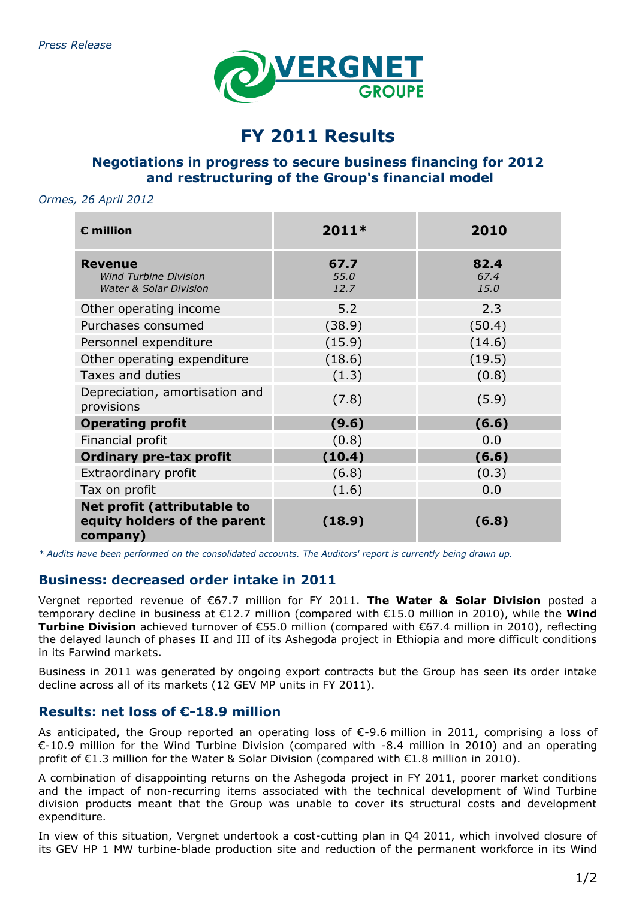*Press Release*

VERGNET GROUPE

# FY 2011 Results

## Negotiations in progress to secure business financing for 2012 and restructuring of the Group's financial model

*Ormes, 26 April 2012*

| € million | 2011* | 2010 |
|---|---|---|
| **Revenue**<br>*Wind Turbine Division*<br>*Water & Solar Division* | **67.7**<br>*55.0*<br>*12.7* | **82.4**<br>*67.4*<br>*15.0* |
| Other operating income | 5.2 | 2.3 |
| Purchases consumed | (38.9) | (50.4) |
| Personnel expenditure | (15.9) | (14.6) |
| Other operating expenditure | (18.6) | (19.5) |
| Taxes and duties | (1.3) | (0.8) |
| Depreciation, amortisation and provisions | (7.8) | (5.9) |
| **Operating profit** | **(9.6)** | **(6.6)** |
| Financial profit | (0.8) | 0.0 |
| **Ordinary pre-tax profit** | **(10.4)** | **(6.6)** |
| Extraordinary profit | (6.8) | (0.3) |
| Tax on profit | (1.6) | 0.0 |
| **Net profit (attributable to equity holders of the parent company)** | **(18.9)** | **(6.8)** |

*\* Audits have been performed on the consolidated accounts. The Auditors' report is currently being drawn up.*

### Business: decreased order intake in 2011

Vergnet reported revenue of €67.7 million for FY 2011. **The Water & Solar Division** posted a temporary decline in business at €12.7 million (compared with €15.0 million in 2010), while the **Wind Turbine Division** achieved turnover of €55.0 million (compared with €67.4 million in 2010), reflecting the delayed launch of phases II and III of its Ashegoda project in Ethiopia and more difficult conditions in its Farwind markets.

Business in 2011 was generated by ongoing export contracts but the Group has seen its order intake decline across all of its markets (12 GEV MP units in FY 2011).

### Results: net loss of €-18.9 million

As anticipated, the Group reported an operating loss of €-9.6 million in 2011, comprising a loss of €-10.9 million for the Wind Turbine Division (compared with -8.4 million in 2010) and an operating profit of €1.3 million for the Water & Solar Division (compared with €1.8 million in 2010).

A combination of disappointing returns on the Ashegoda project in FY 2011, poorer market conditions and the impact of non-recurring items associated with the technical development of Wind Turbine division products meant that the Group was unable to cover its structural costs and development expenditure.

In view of this situation, Vergnet undertook a cost-cutting plan in Q4 2011, which involved closure of its GEV HP 1 MW turbine-blade production site and reduction of the permanent workforce in its Wind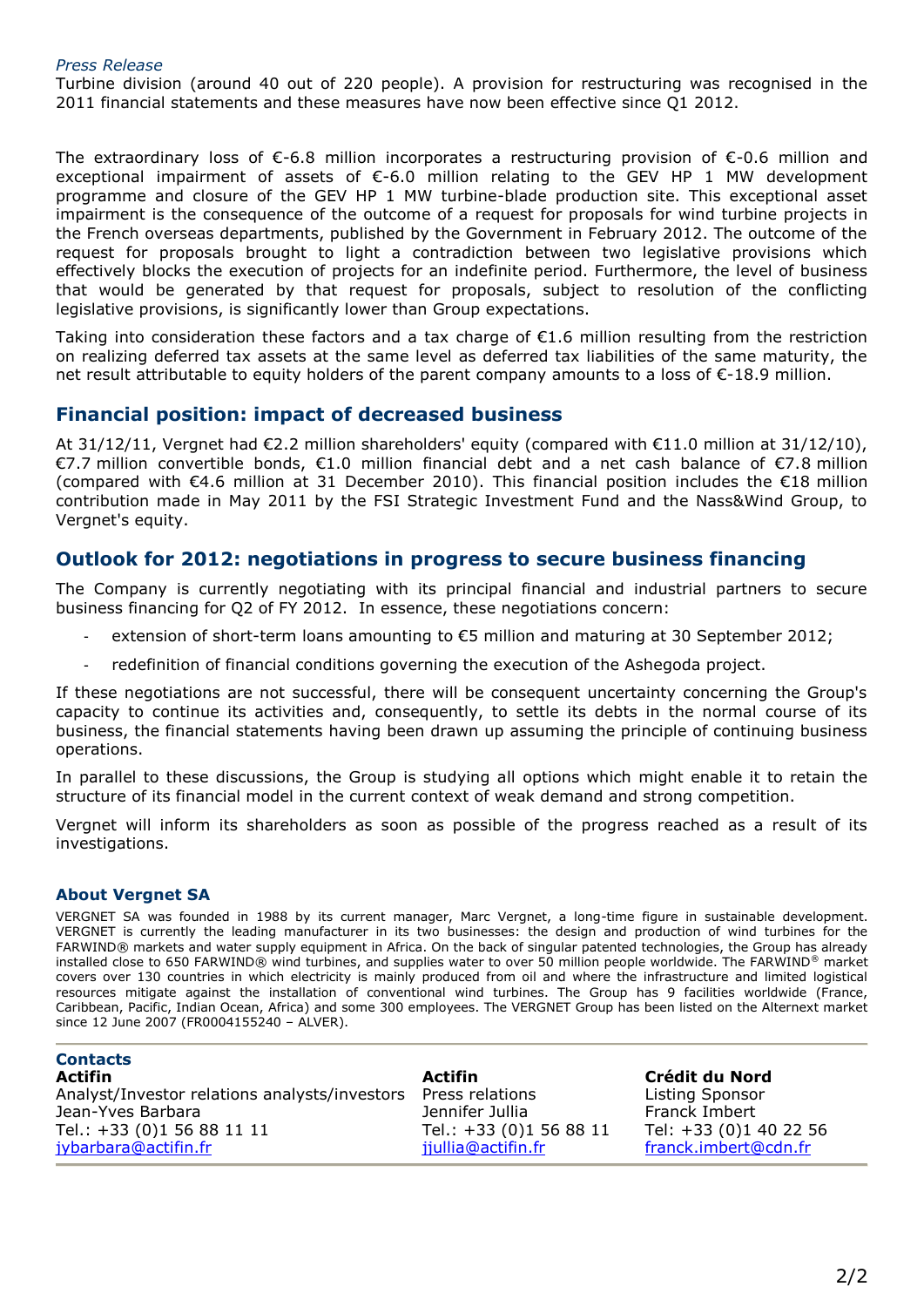*Press Release*

Turbine division (around 40 out of 220 people). A provision for restructuring was recognised in the 2011 financial statements and these measures have now been effective since Q1 2012.

The extraordinary loss of €-6.8 million incorporates a restructuring provision of €-0.6 million and exceptional impairment of assets of €-6.0 million relating to the GEV HP 1 MW development programme and closure of the GEV HP 1 MW turbine-blade production site. This exceptional asset impairment is the consequence of the outcome of a request for proposals for wind turbine projects in the French overseas departments, published by the Government in February 2012. The outcome of the request for proposals brought to light a contradiction between two legislative provisions which effectively blocks the execution of projects for an indefinite period. Furthermore, the level of business that would be generated by that request for proposals, subject to resolution of the conflicting legislative provisions, is significantly lower than Group expectations.

Taking into consideration these factors and a tax charge of €1.6 million resulting from the restriction on realizing deferred tax assets at the same level as deferred tax liabilities of the same maturity, the net result attributable to equity holders of the parent company amounts to a loss of €-18.9 million.

## Financial position: impact of decreased business

At 31/12/11, Vergnet had €2.2 million shareholders' equity (compared with €11.0 million at 31/12/10), €7.7 million convertible bonds, €1.0 million financial debt and a net cash balance of €7.8 million (compared with €4.6 million at 31 December 2010). This financial position includes the €18 million contribution made in May 2011 by the FSI Strategic Investment Fund and the Nass&Wind Group, to Vergnet's equity.

## Outlook for 2012: negotiations in progress to secure business financing

The Company is currently negotiating with its principal financial and industrial partners to secure business financing for Q2 of FY 2012. In essence, these negotiations concern:

- extension of short-term loans amounting to €5 million and maturing at 30 September 2012;
- redefinition of financial conditions governing the execution of the Ashegoda project.

If these negotiations are not successful, there will be consequent uncertainty concerning the Group's capacity to continue its activities and, consequently, to settle its debts in the normal course of its business, the financial statements having been drawn up assuming the principle of continuing business operations.

In parallel to these discussions, the Group is studying all options which might enable it to retain the structure of its financial model in the current context of weak demand and strong competition.

Vergnet will inform its shareholders as soon as possible of the progress reached as a result of its investigations.

### About Vergnet SA

VERGNET SA was founded in 1988 by its current manager, Marc Vergnet, a long-time figure in sustainable development. VERGNET is currently the leading manufacturer in its two businesses: the design and production of wind turbines for the FARWIND® markets and water supply equipment in Africa. On the back of singular patented technologies, the Group has already installed close to 650 FARWIND® wind turbines, and supplies water to over 50 million people worldwide. The FARWIND® market covers over 130 countries in which electricity is mainly produced from oil and where the infrastructure and limited logistical resources mitigate against the installation of conventional wind turbines. The Group has 9 facilities worldwide (France, Caribbean, Pacific, Indian Ocean, Africa) and some 300 employees. The VERGNET Group has been listed on the Alternext market since 12 June 2007 (FR0004155240 – ALVER).

**Contacts**

| | | |
|---|---|---|
| **Actifin** | **Actifin** | **Crédit du Nord** |
| Analyst/Investor relations analysts/investors | Press relations | Listing Sponsor |
| Jean-Yves Barbara | Jennifer Jullia | Franck Imbert |
| Tel.: +33 (0)1 56 88 11 11 | Tel.: +33 (0)1 56 88 11 | Tel: +33 (0)1 40 22 56 |
| jybarbara@actifin.fr | jjullia@actifin.fr | franck.imbert@cdn.fr |